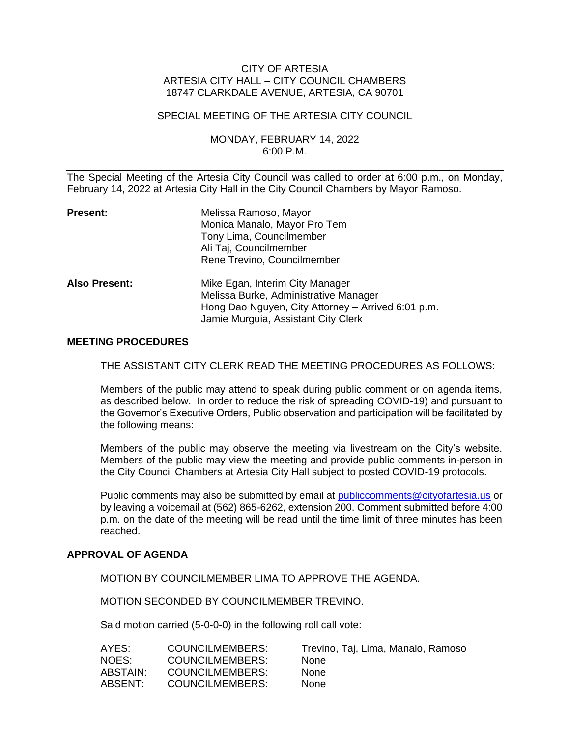CITY OF ARTESIA
ARTESIA CITY HALL – CITY COUNCIL CHAMBERS
18747 CLARKDALE AVENUE, ARTESIA, CA 90701

SPECIAL MEETING OF THE ARTESIA CITY COUNCIL

MONDAY, FEBRUARY 14, 2022
6:00 P.M.

---

The Special Meeting of the Artesia City Council was called to order at 6:00 p.m., on Monday, February 14, 2022 at Artesia City Hall in the City Council Chambers by Mayor Ramoso.

| | |
|---|---|
| **Present:** | Melissa Ramoso, Mayor<br>Monica Manalo, Mayor Pro Tem<br>Tony Lima, Councilmember<br>Ali Taj, Councilmember<br>Rene Trevino, Councilmember |
| **Also Present:** | Mike Egan, Interim City Manager<br>Melissa Burke, Administrative Manager<br>Hong Dao Nguyen, City Attorney – Arrived 6:01 p.m.<br>Jamie Murguia, Assistant City Clerk |

**MEETING PROCEDURES**

THE ASSISTANT CITY CLERK READ THE MEETING PROCEDURES AS FOLLOWS:

Members of the public may attend to speak during public comment or on agenda items, as described below. In order to reduce the risk of spreading COVID-19) and pursuant to the Governor's Executive Orders, Public observation and participation will be facilitated by the following means:

Members of the public may observe the meeting via livestream on the City's website. Members of the public may view the meeting and provide public comments in-person in the City Council Chambers at Artesia City Hall subject to posted COVID-19 protocols.

Public comments may also be submitted by email at publiccomments@cityofartesia.us or by leaving a voicemail at (562) 865-6262, extension 200. Comment submitted before 4:00 p.m. on the date of the meeting will be read until the time limit of three minutes has been reached.

**APPROVAL OF AGENDA**

MOTION BY COUNCILMEMBER LIMA TO APPROVE THE AGENDA.

MOTION SECONDED BY COUNCILMEMBER TREVINO.

Said motion carried (5-0-0-0) in the following roll call vote:

| | | |
|---|---|---|
| AYES: | COUNCILMEMBERS: | Trevino, Taj, Lima, Manalo, Ramoso |
| NOES: | COUNCILMEMBERS: | None |
| ABSTAIN: | COUNCILMEMBERS: | None |
| ABSENT: | COUNCILMEMBERS: | None |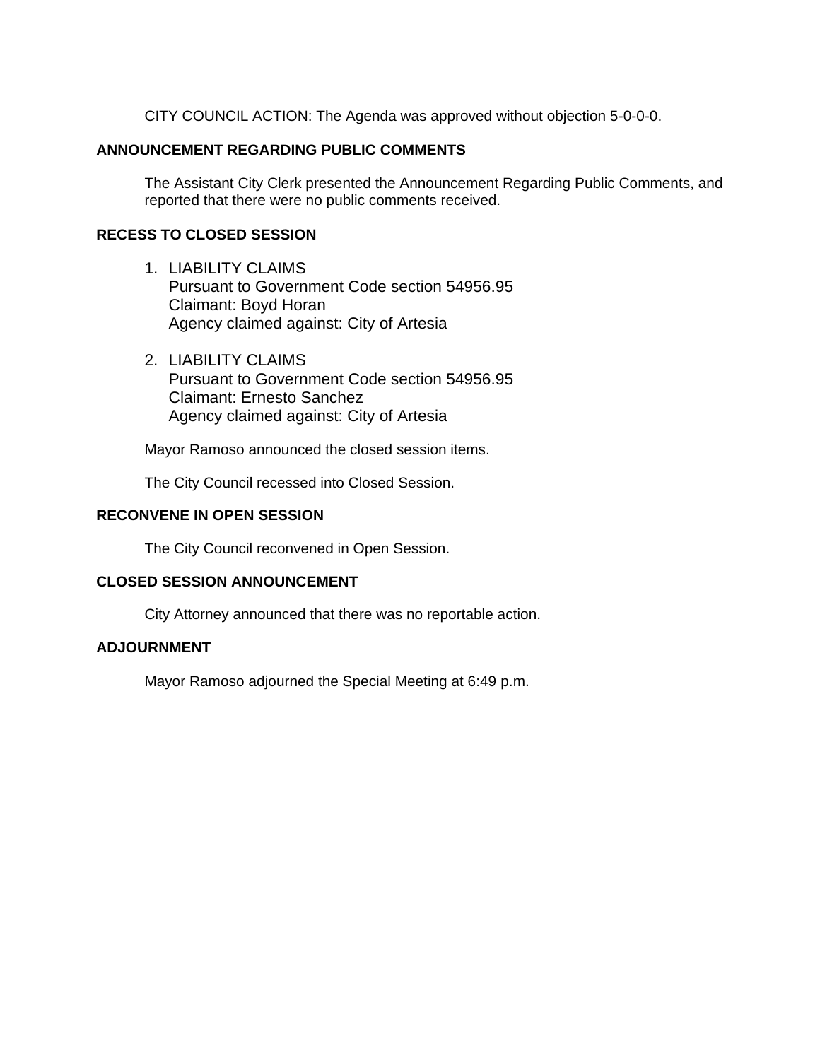CITY COUNCIL ACTION: The Agenda was approved without objection 5-0-0-0.

**ANNOUNCEMENT REGARDING PUBLIC COMMENTS**

The Assistant City Clerk presented the Announcement Regarding Public Comments, and reported that there were no public comments received.

**RECESS TO CLOSED SESSION**

1. LIABILITY CLAIMS
   Pursuant to Government Code section 54956.95
   Claimant: Boyd Horan
   Agency claimed against: City of Artesia

2. LIABILITY CLAIMS
   Pursuant to Government Code section 54956.95
   Claimant: Ernesto Sanchez
   Agency claimed against: City of Artesia

Mayor Ramoso announced the closed session items.

The City Council recessed into Closed Session.

**RECONVENE IN OPEN SESSION**

The City Council reconvened in Open Session.

**CLOSED SESSION ANNOUNCEMENT**

City Attorney announced that there was no reportable action.

**ADJOURNMENT**

Mayor Ramoso adjourned the Special Meeting at 6:49 p.m.